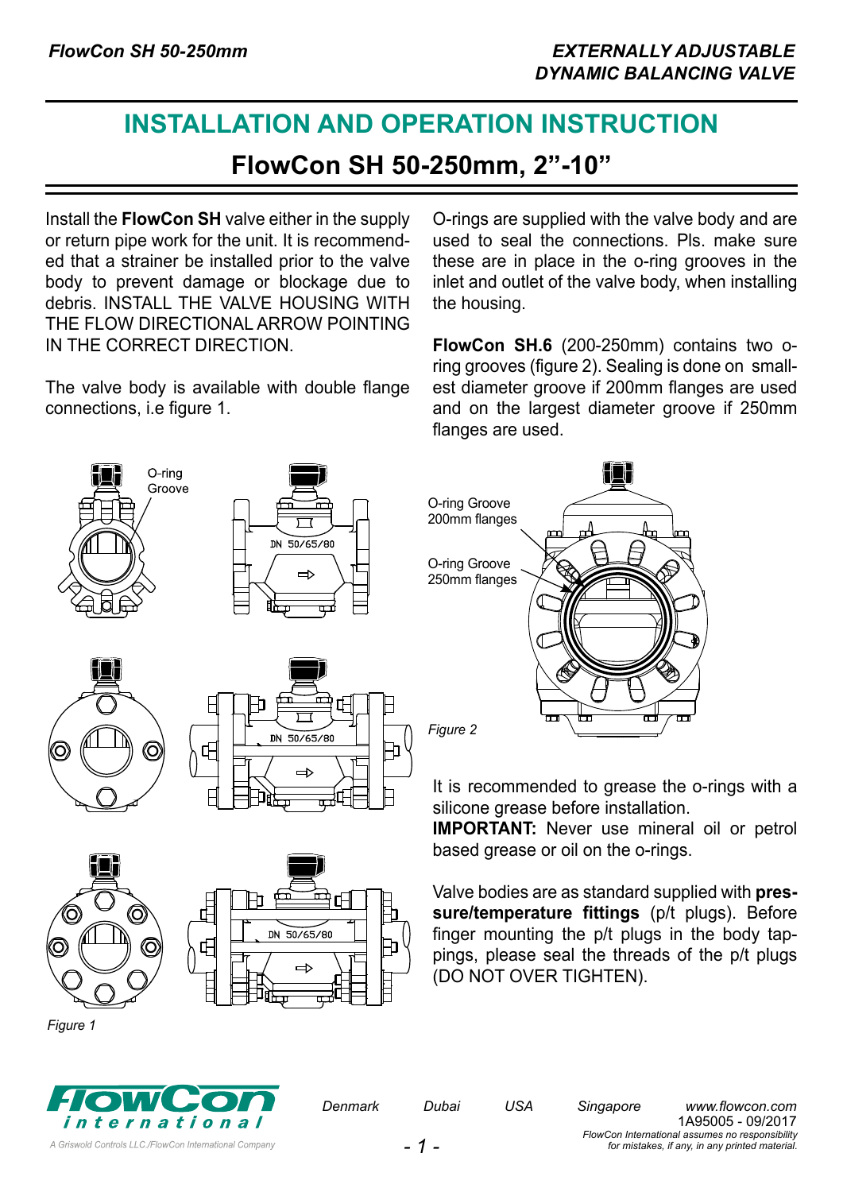*FlowCon SH 50-250mm*

*EXTERNALLY ADJUSTABLE DYNAMIC BALANCING VALVE*

# INSTALLATION AND OPERATION INSTRUCTION

## FlowCon SH 50-250mm, 2”-10”

Install the **FlowCon SH** valve either in the supply or return pipe work for the unit. It is recommended that a strainer be installed prior to the valve body to prevent damage or blockage due to debris. INSTALL THE VALVE HOUSING WITH THE FLOW DIRECTIONAL ARROW POINTING IN THE CORRECT DIRECTION.

The valve body is available with double flange connections, i.e figure 1.

O-rings are supplied with the valve body and are used to seal the connections. Pls. make sure these are in place in the o-ring grooves in the inlet and outlet of the valve body, when installing the housing.

**FlowCon SH.6** (200-250mm) contains two o-ring grooves (figure 2). Sealing is done on smallest diameter groove if 200mm flanges are used and on the largest diameter groove if 250mm flanges are used.

O-ring Groove

DN 50/65/80

*Figure 1*

O-ring Groove 200mm flanges

O-ring Groove 250mm flanges

*Figure 2*

It is recommended to grease the o-rings with a silicone grease before installation.
**IMPORTANT:** Never use mineral oil or petrol based grease or oil on the o-rings.

Valve bodies are as standard supplied with **pressure/temperature fittings** (p/t plugs). Before finger mounting the p/t plugs in the body tappings, please seal the threads of the p/t plugs (DO NOT OVER TIGHTEN).

FlowCon international

A Griswold Controls LLC./FlowCon International Company

Denmark Dubai USA Singapore www.flowcon.com

1A95005 - 09/2017

*FlowCon International assumes no responsibility for mistakes, if any, in any printed material.*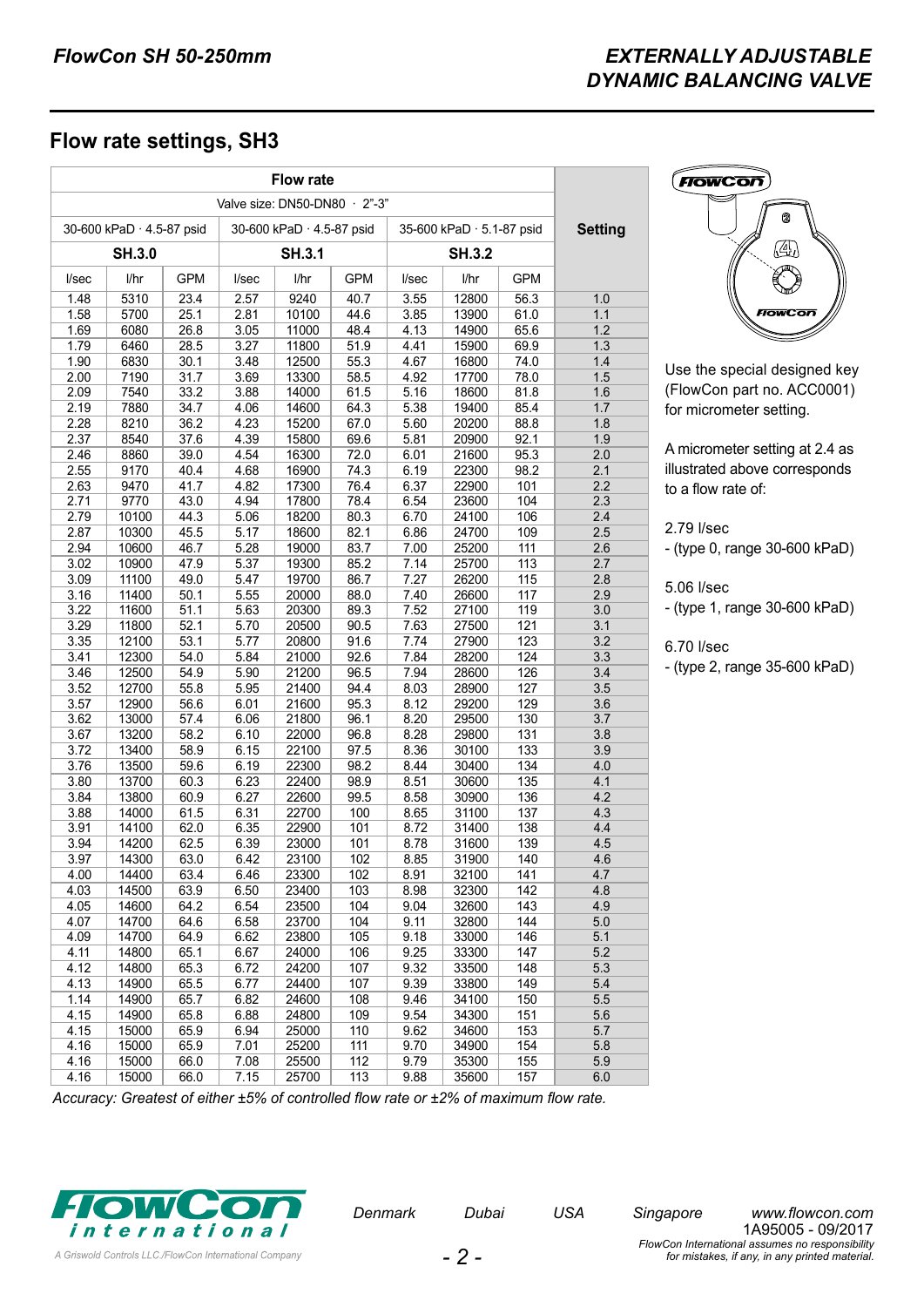# FlowCon SH 50-250mm

# EXTERNALLY ADJUSTABLE DYNAMIC BALANCING VALVE

## Flow rate settings, SH3

| Flow rate | | | | | | | | | Setting |
|---|---|---|---|---|---|---|---|---|---|
| Valve size: DN50-DN80 · 2"-3" | | | | | | | | | |
| 30-600 kPaD · 4.5-87 psid | | | 30-600 kPaD · 4.5-87 psid | | | 35-600 kPaD · 5.1-87 psid | | | |
| SH.3.0 | | | SH.3.1 | | | SH.3.2 | | | |
| l/sec | l/hr | GPM | l/sec | l/hr | GPM | l/sec | l/hr | GPM | |
| 1.48 | 5310 | 23.4 | 2.57 | 9240 | 40.7 | 3.55 | 12800 | 56.3 | 1.0 |
| 1.58 | 5700 | 25.1 | 2.81 | 10100 | 44.6 | 3.85 | 13900 | 61.0 | 1.1 |
| 1.69 | 6080 | 26.8 | 3.05 | 11000 | 48.4 | 4.13 | 14900 | 65.6 | 1.2 |
| 1.79 | 6460 | 28.5 | 3.27 | 11800 | 51.9 | 4.41 | 15900 | 69.9 | 1.3 |
| 1.90 | 6830 | 30.1 | 3.48 | 12500 | 55.3 | 4.67 | 16800 | 74.0 | 1.4 |
| 2.00 | 7190 | 31.7 | 3.69 | 13300 | 58.5 | 4.92 | 17700 | 78.0 | 1.5 |
| 2.09 | 7540 | 33.2 | 3.88 | 14000 | 61.5 | 5.16 | 18600 | 81.8 | 1.6 |
| 2.19 | 7880 | 34.7 | 4.06 | 14600 | 64.3 | 5.38 | 19400 | 85.4 | 1.7 |
| 2.28 | 8210 | 36.2 | 4.23 | 15200 | 67.0 | 5.60 | 20200 | 88.8 | 1.8 |
| 2.37 | 8540 | 37.6 | 4.39 | 15800 | 69.6 | 5.81 | 20900 | 92.1 | 1.9 |
| 2.46 | 8860 | 39.0 | 4.54 | 16300 | 72.0 | 6.01 | 21600 | 95.3 | 2.0 |
| 2.55 | 9170 | 40.4 | 4.68 | 16900 | 74.3 | 6.19 | 22300 | 98.2 | 2.1 |
| 2.63 | 9470 | 41.7 | 4.82 | 17300 | 76.4 | 6.37 | 22900 | 101 | 2.2 |
| 2.71 | 9770 | 43.0 | 4.94 | 17800 | 78.4 | 6.54 | 23600 | 104 | 2.3 |
| 2.79 | 10100 | 44.3 | 5.06 | 18200 | 80.3 | 6.70 | 24100 | 106 | 2.4 |
| 2.87 | 10300 | 45.5 | 5.17 | 18600 | 82.1 | 6.86 | 24700 | 109 | 2.5 |
| 2.94 | 10600 | 46.7 | 5.28 | 19000 | 83.7 | 7.00 | 25200 | 111 | 2.6 |
| 3.02 | 10900 | 47.9 | 5.37 | 19300 | 85.2 | 7.14 | 25700 | 113 | 2.7 |
| 3.09 | 11100 | 49.0 | 5.47 | 19700 | 86.7 | 7.27 | 26200 | 115 | 2.8 |
| 3.16 | 11400 | 50.1 | 5.55 | 20000 | 88.0 | 7.40 | 26600 | 117 | 2.9 |
| 3.22 | 11600 | 51.1 | 5.63 | 20300 | 89.3 | 7.52 | 27100 | 119 | 3.0 |
| 3.29 | 11800 | 52.1 | 5.70 | 20500 | 90.5 | 7.63 | 27500 | 121 | 3.1 |
| 3.35 | 12100 | 53.1 | 5.77 | 20800 | 91.6 | 7.74 | 27900 | 123 | 3.2 |
| 3.41 | 12300 | 54.0 | 5.84 | 21000 | 92.6 | 7.84 | 28200 | 124 | 3.3 |
| 3.46 | 12500 | 54.9 | 5.90 | 21200 | 96.5 | 7.94 | 28600 | 126 | 3.4 |
| 3.52 | 12700 | 55.8 | 5.95 | 21400 | 94.4 | 8.03 | 28900 | 127 | 3.5 |
| 3.57 | 12900 | 56.6 | 6.01 | 21600 | 95.3 | 8.12 | 29200 | 129 | 3.6 |
| 3.62 | 13000 | 57.4 | 6.06 | 21800 | 96.1 | 8.20 | 29500 | 130 | 3.7 |
| 3.67 | 13200 | 58.2 | 6.10 | 22000 | 96.8 | 8.28 | 29800 | 131 | 3.8 |
| 3.72 | 13400 | 58.9 | 6.15 | 22100 | 97.5 | 8.36 | 30100 | 133 | 3.9 |
| 3.76 | 13500 | 59.6 | 6.19 | 22300 | 98.2 | 8.44 | 30400 | 134 | 4.0 |
| 3.80 | 13700 | 60.3 | 6.23 | 22400 | 98.9 | 8.51 | 30600 | 135 | 4.1 |
| 3.84 | 13800 | 60.9 | 6.27 | 22600 | 99.5 | 8.58 | 30900 | 136 | 4.2 |
| 3.88 | 14000 | 61.5 | 6.31 | 22700 | 100 | 8.65 | 31100 | 137 | 4.3 |
| 3.91 | 14100 | 62.0 | 6.35 | 22900 | 101 | 8.72 | 31400 | 138 | 4.4 |
| 3.94 | 14200 | 62.5 | 6.39 | 23000 | 101 | 8.78 | 31600 | 139 | 4.5 |
| 3.97 | 14300 | 63.0 | 6.42 | 23100 | 102 | 8.85 | 31900 | 140 | 4.6 |
| 4.00 | 14400 | 63.4 | 6.46 | 23300 | 102 | 8.91 | 32100 | 141 | 4.7 |
| 4.03 | 14500 | 63.9 | 6.50 | 23400 | 103 | 8.98 | 32300 | 142 | 4.8 |
| 4.05 | 14600 | 64.2 | 6.54 | 23500 | 104 | 9.04 | 32600 | 143 | 4.9 |
| 4.07 | 14700 | 64.6 | 6.58 | 23700 | 104 | 9.11 | 32800 | 144 | 5.0 |
| 4.09 | 14700 | 64.9 | 6.62 | 23800 | 105 | 9.18 | 33000 | 146 | 5.1 |
| 4.11 | 14800 | 65.1 | 6.67 | 24000 | 106 | 9.25 | 33300 | 147 | 5.2 |
| 4.12 | 14800 | 65.3 | 6.72 | 24200 | 107 | 9.32 | 33500 | 148 | 5.3 |
| 4.13 | 14900 | 65.5 | 6.77 | 24400 | 107 | 9.39 | 33800 | 149 | 5.4 |
| 1.14 | 14900 | 65.7 | 6.82 | 24600 | 108 | 9.46 | 34100 | 150 | 5.5 |
| 4.15 | 14900 | 65.8 | 6.88 | 24800 | 109 | 9.54 | 34300 | 151 | 5.6 |
| 4.15 | 15000 | 65.9 | 6.94 | 25000 | 110 | 9.62 | 34600 | 153 | 5.7 |
| 4.16 | 15000 | 65.9 | 7.01 | 25200 | 111 | 9.70 | 34900 | 154 | 5.8 |
| 4.16 | 15000 | 66.0 | 7.08 | 25500 | 112 | 9.79 | 35300 | 155 | 5.9 |
| 4.16 | 15000 | 66.0 | 7.15 | 25700 | 113 | 9.88 | 35600 | 157 | 6.0 |

*Accuracy: Greatest of either ±5% of controlled flow rate or ±2% of maximum flow rate.*

Use the special designed key (FlowCon part no. ACC0001) for micrometer setting.

A micrometer setting at 2.4 as illustrated above corresponds to a flow rate of:

2.79 l/sec
- (type 0, range 30-600 kPaD)

5.06 l/sec
- (type 1, range 30-600 kPaD)

6.70 l/sec
- (type 2, range 35-600 kPaD)

FlowCon international

A Griswold Controls LLC./FlowCon International Company

*Denmark* *Dubai* *USA* *Singapore* *www.flowcon.com*

1A95005 - 09/2017

*FlowCon International assumes no responsibility for mistakes, if any, in any printed material.*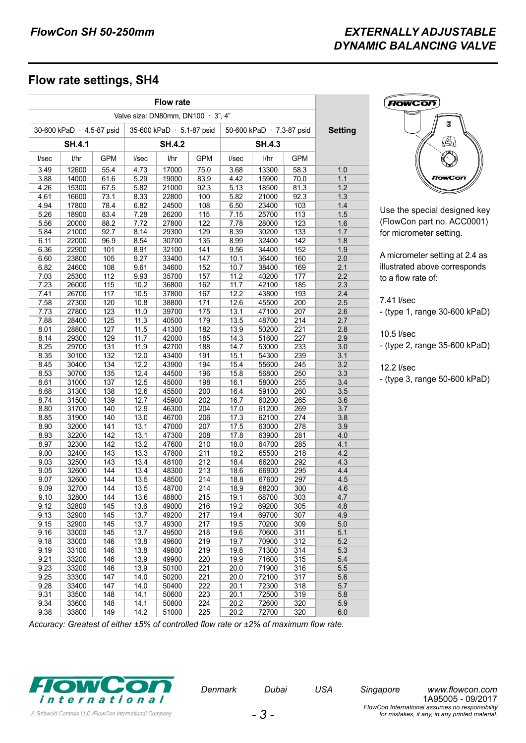## Flow rate settings, SH4

| Flow rate | | | | | | | | | Setting |
|---|---|---|---|---|---|---|---|---|---|
| Valve size: DN80mm, DN100 · 3", 4" | | | | | | | | | |
| 30-600 kPaD · 4.5-87 psid | | | 35-600 kPaD · 5.1-87 psid | | | 50-600 kPaD · 7.3-87 psid | | | |
| SH.4.1 | | | SH.4.2 | | | SH.4.3 | | | |
| l/sec | l/hr | GPM | l/sec | l/hr | GPM | l/sec | l/hr | GPM | |
| 3.49 | 12600 | 55.4 | 4.73 | 17000 | 75.0 | 3.68 | 13300 | 58.3 | 1.0 |
| 3.88 | 14000 | 61.6 | 5.29 | 19000 | 83.9 | 4.42 | 15900 | 70.0 | 1.1 |
| 4.26 | 15300 | 67.5 | 5.82 | 21000 | 92.3 | 5.13 | 18500 | 81.3 | 1.2 |
| 4.61 | 16600 | 73.1 | 8.33 | 22800 | 100 | 5.82 | 21000 | 92.3 | 1.3 |
| 4.94 | 17800 | 78.4 | 6.82 | 24500 | 108 | 6.50 | 23400 | 103 | 1.4 |
| 5.26 | 18900 | 83.4 | 7.28 | 26200 | 115 | 7.15 | 25700 | 113 | 1.5 |
| 5.56 | 20000 | 88.2 | 7.72 | 27800 | 122 | 7.78 | 28000 | 123 | 1.6 |
| 5.84 | 21000 | 92.7 | 8.14 | 29300 | 129 | 8.39 | 30200 | 133 | 1.7 |
| 6.11 | 22000 | 96.9 | 8.54 | 30700 | 135 | 8.99 | 32400 | 142 | 1.8 |
| 6.36 | 22900 | 101 | 8.91 | 32100 | 141 | 9.56 | 34400 | 152 | 1.9 |
| 6.60 | 23800 | 105 | 9.27 | 33400 | 147 | 10.1 | 36400 | 160 | 2.0 |
| 6.82 | 24600 | 108 | 9.61 | 34600 | 152 | 10.7 | 38400 | 169 | 2.1 |
| 7.03 | 25300 | 112 | 9.93 | 35700 | 157 | 11.2 | 40200 | 177 | 2.2 |
| 7.23 | 26000 | 115 | 10.2 | 36800 | 162 | 11.7 | 42100 | 185 | 2.3 |
| 7.41 | 26700 | 117 | 10.5 | 37800 | 167 | 12.2 | 43800 | 193 | 2.4 |
| 7.58 | 27300 | 120 | 10.8 | 38800 | 171 | 12.6 | 45500 | 200 | 2.5 |
| 7.73 | 27800 | 123 | 11.0 | 39700 | 175 | 13.1 | 47100 | 207 | 2.6 |
| 7.88 | 28400 | 125 | 11.3 | 40500 | 179 | 13.5 | 48700 | 214 | 2.7 |
| 8.01 | 28800 | 127 | 11.5 | 41300 | 182 | 13.9 | 50200 | 221 | 2.8 |
| 8.14 | 29300 | 129 | 11.7 | 42000 | 185 | 14.3 | 51600 | 227 | 2.9 |
| 8.25 | 29700 | 131 | 11.9 | 42700 | 188 | 14.7 | 53000 | 233 | 3.0 |
| 8.35 | 30100 | 132 | 12.0 | 43400 | 191 | 15.1 | 54300 | 239 | 3.1 |
| 8.45 | 30400 | 134 | 12.2 | 43900 | 194 | 15.4 | 55600 | 245 | 3.2 |
| 8.53 | 30700 | 135 | 12.4 | 44500 | 196 | 15.8 | 56800 | 250 | 3.3 |
| 8.61 | 31000 | 137 | 12.5 | 45000 | 198 | 16.1 | 58000 | 255 | 3.4 |
| 8.68 | 31300 | 138 | 12.6 | 45500 | 200 | 16.4 | 59100 | 260 | 3.5 |
| 8.74 | 31500 | 139 | 12.7 | 45900 | 202 | 16.7 | 60200 | 265 | 3.6 |
| 8.80 | 31700 | 140 | 12.9 | 46300 | 204 | 17.0 | 61200 | 269 | 3.7 |
| 8.85 | 31900 | 140 | 13.0 | 46700 | 206 | 17.3 | 62100 | 274 | 3.8 |
| 8.90 | 32000 | 141 | 13.1 | 47000 | 207 | 17.5 | 63000 | 278 | 3.9 |
| 8.93 | 32200 | 142 | 13.1 | 47300 | 208 | 17.8 | 63900 | 281 | 4.0 |
| 8.97 | 32300 | 142 | 13.2 | 47600 | 210 | 18.0 | 64700 | 285 | 4.1 |
| 9.00 | 32400 | 143 | 13.3 | 47800 | 211 | 18.2 | 65500 | 218 | 4.2 |
| 9.03 | 32500 | 143 | 13.4 | 48100 | 212 | 18.4 | 66200 | 292 | 4.3 |
| 9.05 | 32600 | 144 | 13.4 | 48300 | 213 | 18.6 | 66900 | 295 | 4.4 |
| 9.07 | 32600 | 144 | 13.5 | 48500 | 214 | 18.8 | 67600 | 297 | 4.5 |
| 9.09 | 32700 | 144 | 13.5 | 48700 | 214 | 18.9 | 68200 | 300 | 4.6 |
| 9.10 | 32800 | 144 | 13.6 | 48800 | 215 | 19.1 | 68700 | 303 | 4.7 |
| 9.12 | 32800 | 145 | 13.6 | 49000 | 216 | 19.2 | 69200 | 305 | 4.8 |
| 9.13 | 32900 | 145 | 13.7 | 49200 | 217 | 19.4 | 69700 | 307 | 4.9 |
| 9.15 | 32900 | 145 | 13.7 | 49300 | 217 | 19.5 | 70200 | 309 | 5.0 |
| 9.16 | 33000 | 145 | 13.7 | 49500 | 218 | 19.6 | 70600 | 311 | 5.1 |
| 9.18 | 33000 | 146 | 13.8 | 49600 | 219 | 19.7 | 70900 | 312 | 5.2 |
| 9.19 | 33100 | 146 | 13.8 | 49800 | 219 | 19.8 | 71300 | 314 | 5.3 |
| 9.21 | 33200 | 146 | 13.9 | 49900 | 220 | 19.9 | 71600 | 315 | 5.4 |
| 9.23 | 33200 | 146 | 13.9 | 50100 | 221 | 20.0 | 71900 | 316 | 5.5 |
| 9.25 | 33300 | 147 | 14.0 | 50200 | 221 | 20.0 | 72100 | 317 | 5.6 |
| 9.28 | 33400 | 147 | 14.0 | 50400 | 222 | 20.1 | 72300 | 318 | 5.7 |
| 9.31 | 33500 | 148 | 14.1 | 50600 | 223 | 20.1 | 72500 | 319 | 5.8 |
| 9.34 | 33600 | 148 | 14.1 | 50800 | 224 | 20.2 | 72600 | 320 | 5.9 |
| 9.38 | 33800 | 149 | 14.2 | 51000 | 225 | 20.2 | 72700 | 320 | 6.0 |

*Accuracy: Greatest of either ±5% of controlled flow rate or ±2% of maximum flow rate.*

Use the special designed key (FlowCon part no. ACC0001) for micrometer setting.

A micrometer setting at 2.4 as illustrated above corresponds to a flow rate of:

7.41 l/sec
- (type 1, range 30-600 kPaD)

10.5 l/sec
- (type 2, range 35-600 kPaD)

12.2 l/sec
- (type 3, range 50-600 kPaD)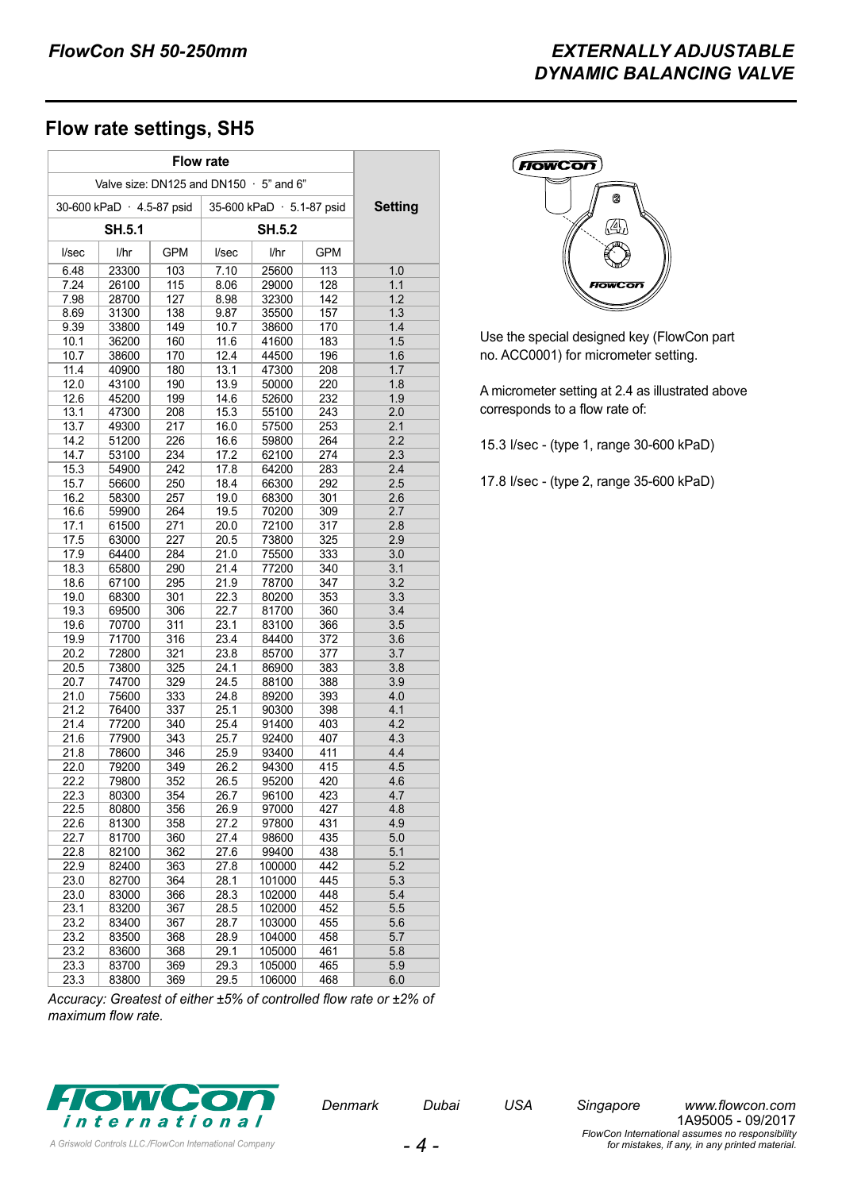## Flow rate settings, SH5

| Flow rate | | | | | | Setting |
|---|---|---|---|---|---|---|
| Valve size: DN125 and DN150 · 5" and 6" | | | | | | |
| 30-600 kPaD · 4.5-87 psid | | | 35-600 kPaD · 5.1-87 psid | | | |
| **SH.5.1** | | | **SH.5.2** | | | |
| l/sec | l/hr | GPM | l/sec | l/hr | GPM | |
| 6.48 | 23300 | 103 | 7.10 | 25600 | 113 | 1.0 |
| 7.24 | 26100 | 115 | 8.06 | 29000 | 128 | 1.1 |
| 7.98 | 28700 | 127 | 8.98 | 32300 | 142 | 1.2 |
| 8.69 | 31300 | 138 | 9.87 | 35500 | 157 | 1.3 |
| 9.39 | 33800 | 149 | 10.7 | 38600 | 170 | 1.4 |
| 10.1 | 36200 | 160 | 11.6 | 41600 | 183 | 1.5 |
| 10.7 | 38600 | 170 | 12.4 | 44500 | 196 | 1.6 |
| 11.4 | 40900 | 180 | 13.1 | 47300 | 208 | 1.7 |
| 12.0 | 43100 | 190 | 13.9 | 50000 | 220 | 1.8 |
| 12.6 | 45200 | 199 | 14.6 | 52600 | 232 | 1.9 |
| 13.1 | 47300 | 208 | 15.3 | 55100 | 243 | 2.0 |
| 13.7 | 49300 | 217 | 16.0 | 57500 | 253 | 2.1 |
| 14.2 | 51200 | 226 | 16.6 | 59800 | 264 | 2.2 |
| 14.7 | 53100 | 234 | 17.2 | 62100 | 274 | 2.3 |
| 15.3 | 54900 | 242 | 17.8 | 64200 | 283 | 2.4 |
| 15.7 | 56600 | 250 | 18.4 | 66300 | 292 | 2.5 |
| 16.2 | 58300 | 257 | 19.0 | 68300 | 301 | 2.6 |
| 16.6 | 59900 | 264 | 19.5 | 70200 | 309 | 2.7 |
| 17.1 | 61500 | 271 | 20.0 | 72100 | 317 | 2.8 |
| 17.5 | 63000 | 227 | 20.5 | 73800 | 325 | 2.9 |
| 17.9 | 64400 | 284 | 21.0 | 75500 | 333 | 3.0 |
| 18.3 | 65800 | 290 | 21.4 | 77200 | 340 | 3.1 |
| 18.6 | 67100 | 295 | 21.9 | 78700 | 347 | 3.2 |
| 19.0 | 68300 | 301 | 22.3 | 80200 | 353 | 3.3 |
| 19.3 | 69500 | 306 | 22.7 | 81700 | 360 | 3.4 |
| 19.6 | 70700 | 311 | 23.1 | 83100 | 366 | 3.5 |
| 19.9 | 71700 | 316 | 23.4 | 84400 | 372 | 3.6 |
| 20.2 | 72800 | 321 | 23.8 | 85700 | 377 | 3.7 |
| 20.5 | 73800 | 325 | 24.1 | 86900 | 383 | 3.8 |
| 20.7 | 74700 | 329 | 24.5 | 88100 | 388 | 3.9 |
| 21.0 | 75600 | 333 | 24.8 | 89200 | 393 | 4.0 |
| 21.2 | 76400 | 337 | 25.1 | 90300 | 398 | 4.1 |
| 21.4 | 77200 | 340 | 25.4 | 91400 | 403 | 4.2 |
| 21.6 | 77900 | 343 | 25.7 | 92400 | 407 | 4.3 |
| 21.8 | 78600 | 346 | 25.9 | 93400 | 411 | 4.4 |
| 22.0 | 79200 | 349 | 26.2 | 94300 | 415 | 4.5 |
| 22.2 | 79800 | 352 | 26.5 | 95200 | 420 | 4.6 |
| 22.3 | 80300 | 354 | 26.7 | 96100 | 423 | 4.7 |
| 22.5 | 80800 | 356 | 26.9 | 97000 | 427 | 4.8 |
| 22.6 | 81300 | 358 | 27.2 | 97800 | 431 | 4.9 |
| 22.7 | 81700 | 360 | 27.4 | 98600 | 435 | 5.0 |
| 22.8 | 82100 | 362 | 27.6 | 99400 | 438 | 5.1 |
| 22.9 | 82400 | 363 | 27.8 | 100000 | 442 | 5.2 |
| 23.0 | 82700 | 364 | 28.1 | 101000 | 445 | 5.3 |
| 23.0 | 83000 | 366 | 28.3 | 102000 | 448 | 5.4 |
| 23.1 | 83200 | 367 | 28.5 | 102000 | 452 | 5.5 |
| 23.2 | 83400 | 367 | 28.7 | 103000 | 455 | 5.6 |
| 23.2 | 83500 | 368 | 28.9 | 104000 | 458 | 5.7 |
| 23.2 | 83600 | 368 | 29.1 | 105000 | 461 | 5.8 |
| 23.3 | 83700 | 369 | 29.3 | 105000 | 465 | 5.9 |
| 23.3 | 83800 | 369 | 29.5 | 106000 | 468 | 6.0 |

*Accuracy: Greatest of either ±5% of controlled flow rate or ±2% of maximum flow rate.*

Use the special designed key (FlowCon part no. ACC0001) for micrometer setting.

A micrometer setting at 2.4 as illustrated above corresponds to a flow rate of:

15.3 l/sec - (type 1, range 30-600 kPaD)

17.8 l/sec - (type 2, range 35-600 kPaD)

1A95005 - 09/2017

*FlowCon International assumes no responsibility for mistakes, if any, in any printed material.*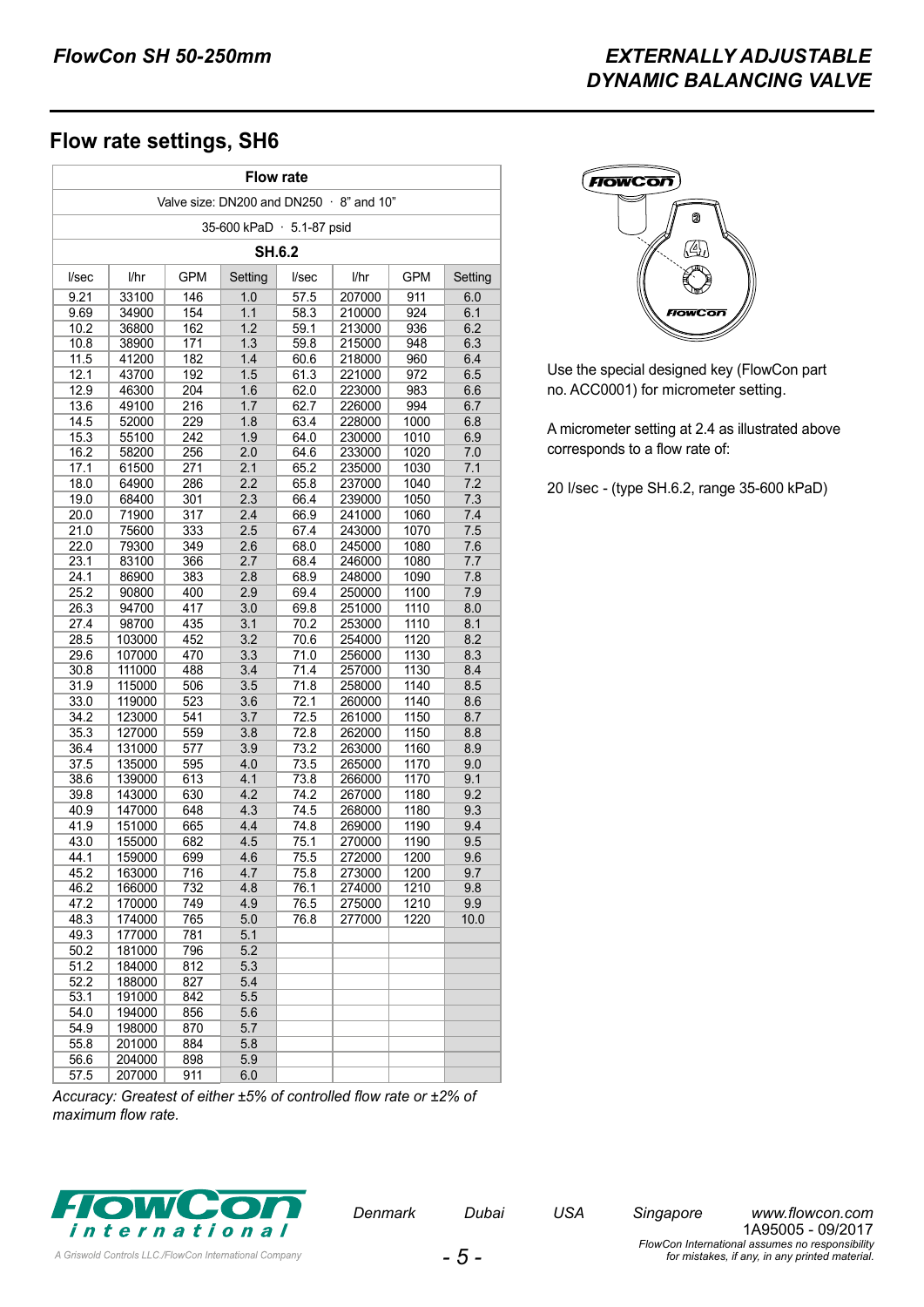## Flow rate settings, SH6

| Flow rate | | | | | | | |
|---|---|---|---|---|---|---|---|
| Valve size: DN200 and DN250 · 8" and 10" | | | | | | | |
| 35-600 kPaD · 5.1-87 psid | | | | | | | |
| SH.6.2 | | | | | | | |
| l/sec | l/hr | GPM | Setting | l/sec | l/hr | GPM | Setting |
| 9.21 | 33100 | 146 | 1.0 | 57.5 | 207000 | 911 | 6.0 |
| 9.69 | 34900 | 154 | 1.1 | 58.3 | 210000 | 924 | 6.1 |
| 10.2 | 36800 | 162 | 1.2 | 59.1 | 213000 | 936 | 6.2 |
| 10.8 | 38900 | 171 | 1.3 | 59.8 | 215000 | 948 | 6.3 |
| 11.5 | 41200 | 182 | 1.4 | 60.6 | 218000 | 960 | 6.4 |
| 12.1 | 43700 | 192 | 1.5 | 61.3 | 221000 | 972 | 6.5 |
| 12.9 | 46300 | 204 | 1.6 | 62.0 | 223000 | 983 | 6.6 |
| 13.6 | 49100 | 216 | 1.7 | 62.7 | 226000 | 994 | 6.7 |
| 14.5 | 52000 | 229 | 1.8 | 63.4 | 228000 | 1000 | 6.8 |
| 15.3 | 55100 | 242 | 1.9 | 64.0 | 230000 | 1010 | 6.9 |
| 16.2 | 58200 | 256 | 2.0 | 64.6 | 233000 | 1020 | 7.0 |
| 17.1 | 61500 | 271 | 2.1 | 65.2 | 235000 | 1030 | 7.1 |
| 18.0 | 64900 | 286 | 2.2 | 65.8 | 237000 | 1040 | 7.2 |
| 19.0 | 68400 | 301 | 2.3 | 66.4 | 239000 | 1050 | 7.3 |
| 20.0 | 71900 | 317 | 2.4 | 66.9 | 241000 | 1060 | 7.4 |
| 21.0 | 75600 | 333 | 2.5 | 67.4 | 243000 | 1070 | 7.5 |
| 22.0 | 79300 | 349 | 2.6 | 68.0 | 245000 | 1080 | 7.6 |
| 23.1 | 83100 | 366 | 2.7 | 68.4 | 246000 | 1080 | 7.7 |
| 24.1 | 86900 | 383 | 2.8 | 68.9 | 248000 | 1090 | 7.8 |
| 25.2 | 90800 | 400 | 2.9 | 69.4 | 250000 | 1100 | 7.9 |
| 26.3 | 94700 | 417 | 3.0 | 69.8 | 251000 | 1110 | 8.0 |
| 27.4 | 98700 | 435 | 3.1 | 70.2 | 253000 | 1110 | 8.1 |
| 28.5 | 103000 | 452 | 3.2 | 70.6 | 254000 | 1120 | 8.2 |
| 29.6 | 107000 | 470 | 3.3 | 71.0 | 256000 | 1130 | 8.3 |
| 30.8 | 111000 | 488 | 3.4 | 71.4 | 257000 | 1130 | 8.4 |
| 31.9 | 115000 | 506 | 3.5 | 71.8 | 258000 | 1140 | 8.5 |
| 33.0 | 119000 | 523 | 3.6 | 72.1 | 260000 | 1140 | 8.6 |
| 34.2 | 123000 | 541 | 3.7 | 72.5 | 261000 | 1150 | 8.7 |
| 35.3 | 127000 | 559 | 3.8 | 72.8 | 262000 | 1150 | 8.8 |
| 36.4 | 131000 | 577 | 3.9 | 73.2 | 263000 | 1160 | 8.9 |
| 37.5 | 135000 | 595 | 4.0 | 73.5 | 265000 | 1170 | 9.0 |
| 38.6 | 139000 | 613 | 4.1 | 73.8 | 266000 | 1170 | 9.1 |
| 39.8 | 143000 | 630 | 4.2 | 74.2 | 267000 | 1180 | 9.2 |
| 40.9 | 147000 | 648 | 4.3 | 74.5 | 268000 | 1180 | 9.3 |
| 41.9 | 151000 | 665 | 4.4 | 74.8 | 269000 | 1190 | 9.4 |
| 43.0 | 155000 | 682 | 4.5 | 75.1 | 270000 | 1190 | 9.5 |
| 44.1 | 159000 | 699 | 4.6 | 75.5 | 272000 | 1200 | 9.6 |
| 45.2 | 163000 | 716 | 4.7 | 75.8 | 273000 | 1200 | 9.7 |
| 46.2 | 166000 | 732 | 4.8 | 76.1 | 274000 | 1210 | 9.8 |
| 47.2 | 170000 | 749 | 4.9 | 76.5 | 275000 | 1210 | 9.9 |
| 48.3 | 174000 | 765 | 5.0 | 76.8 | 277000 | 1220 | 10.0 |
| 49.3 | 177000 | 781 | 5.1 | | | | |
| 50.2 | 181000 | 796 | 5.2 | | | | |
| 51.2 | 184000 | 812 | 5.3 | | | | |
| 52.2 | 188000 | 827 | 5.4 | | | | |
| 53.1 | 191000 | 842 | 5.5 | | | | |
| 54.0 | 194000 | 856 | 5.6 | | | | |
| 54.9 | 198000 | 870 | 5.7 | | | | |
| 55.8 | 201000 | 884 | 5.8 | | | | |
| 56.6 | 204000 | 898 | 5.9 | | | | |
| 57.5 | 207000 | 911 | 6.0 | | | | |

*Accuracy: Greatest of either ±5% of controlled flow rate or ±2% of maximum flow rate.*

Use the special designed key (FlowCon part no. ACC0001) for micrometer setting.

A micrometer setting at 2.4 as illustrated above corresponds to a flow rate of:

20 l/sec - (type SH.6.2, range 35-600 kPaD)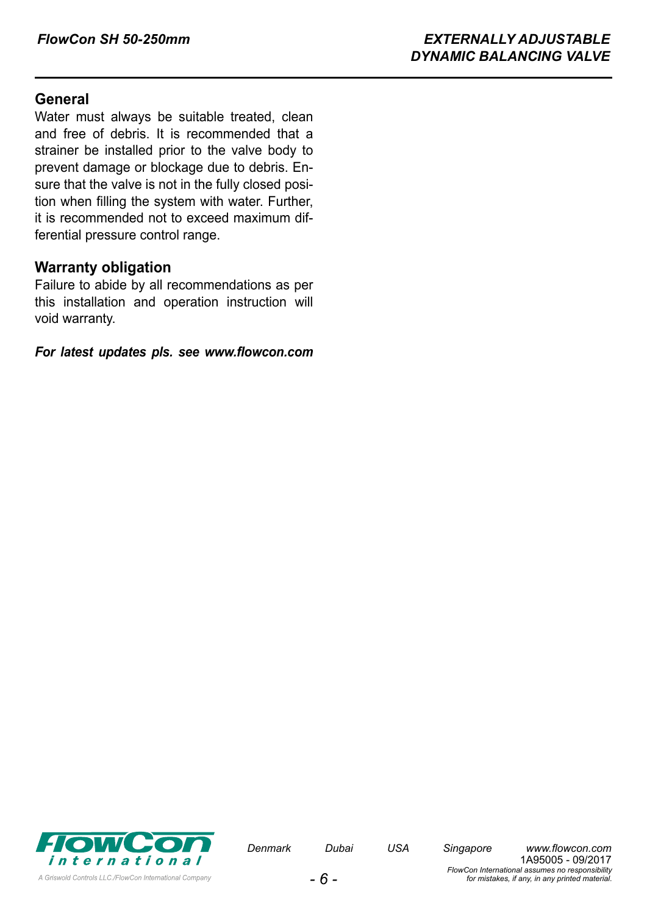## General

Water must always be suitable treated, clean and free of debris. It is recommended that a strainer be installed prior to the valve body to prevent damage or blockage due to debris. Ensure that the valve is not in the fully closed position when filling the system with water. Further, it is recommended not to exceed maximum differential pressure control range.

## Warranty obligation

Failure to abide by all recommendations as per this installation and operation instruction will void warranty.

***For latest updates pls. see www.flowcon.com***